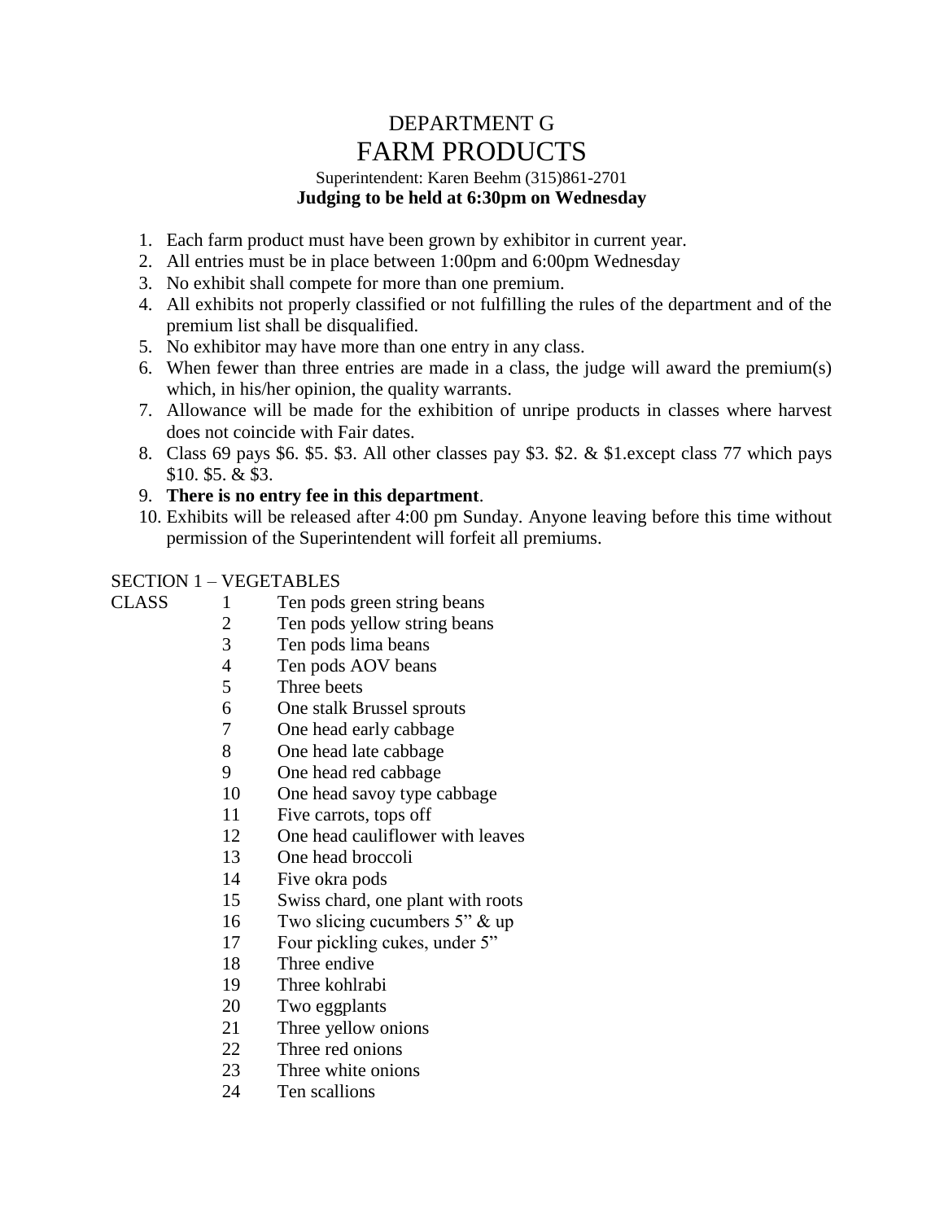# DEPARTMENT G

# FARM PRODUCTS

Superintendent: Karen Beehm (315)861-2701

**Judging to be held at 6:30pm on Wednesday**

1. Each farm product must have been grown by exhibitor in current year.
2. All entries must be in place between 1:00pm and 6:00pm Wednesday
3. No exhibit shall compete for more than one premium.
4. All exhibits not properly classified or not fulfilling the rules of the department and of the premium list shall be disqualified.
5. No exhibitor may have more than one entry in any class.
6. When fewer than three entries are made in a class, the judge will award the premium(s) which, in his/her opinion, the quality warrants.
7. Allowance will be made for the exhibition of unripe products in classes where harvest does not coincide with Fair dates.
8. Class 69 pays $6. $5. $3. All other classes pay $3. $2. & $1.except class 77 which pays $10. $5. & $3.
9. **There is no entry fee in this department**.
10. Exhibits will be released after 4:00 pm Sunday. Anyone leaving before this time without permission of the Superintendent will forfeit all premiums.

## SECTION 1 – VEGETABLES

| CLASS | | |
|---|---|---|
| | 1 | Ten pods green string beans |
| | 2 | Ten pods yellow string beans |
| | 3 | Ten pods lima beans |
| | 4 | Ten pods AOV beans |
| | 5 | Three beets |
| | 6 | One stalk Brussel sprouts |
| | 7 | One head early cabbage |
| | 8 | One head late cabbage |
| | 9 | One head red cabbage |
| | 10 | One head savoy type cabbage |
| | 11 | Five carrots, tops off |
| | 12 | One head cauliflower with leaves |
| | 13 | One head broccoli |
| | 14 | Five okra pods |
| | 15 | Swiss chard, one plant with roots |
| | 16 | Two slicing cucumbers 5" & up |
| | 17 | Four pickling cukes, under 5" |
| | 18 | Three endive |
| | 19 | Three kohlrabi |
| | 20 | Two eggplants |
| | 21 | Three yellow onions |
| | 22 | Three red onions |
| | 23 | Three white onions |
| | 24 | Ten scallions |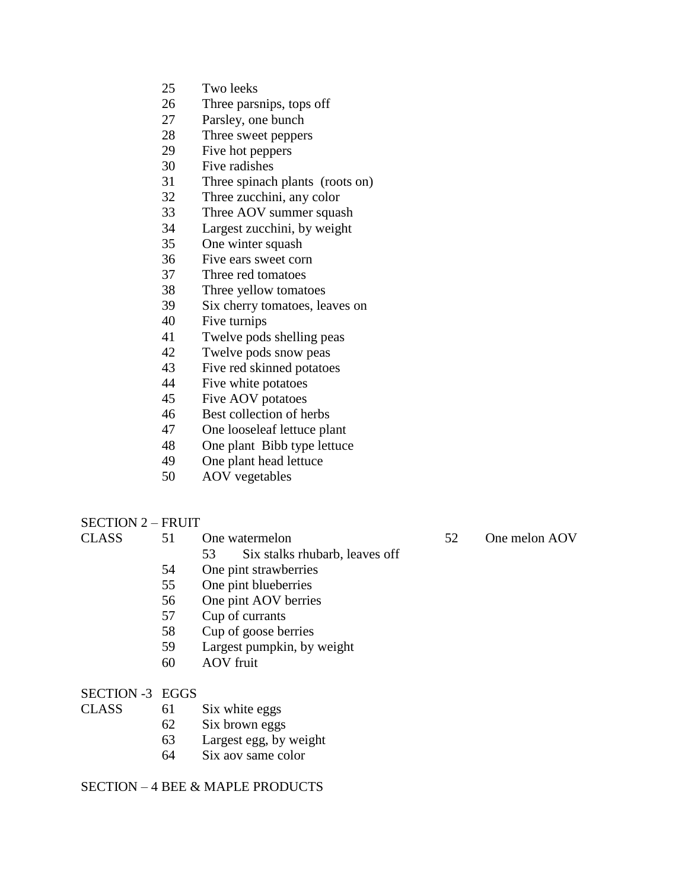25 Two leeks
26 Three parsnips, tops off
27 Parsley, one bunch
28 Three sweet peppers
29 Five hot peppers
30 Five radishes
31 Three spinach plants (roots on)
32 Three zucchini, any color
33 Three AOV summer squash
34 Largest zucchini, by weight
35 One winter squash
36 Five ears sweet corn
37 Three red tomatoes
38 Three yellow tomatoes
39 Six cherry tomatoes, leaves on
40 Five turnips
41 Twelve pods shelling peas
42 Twelve pods snow peas
43 Five red skinned potatoes
44 Five white potatoes
45 Five AOV potatoes
46 Best collection of herbs
47 One looseleaf lettuce plant
48 One plant Bibb type lettuce
49 One plant head lettuce
50 AOV vegetables

SECTION 2 – FRUIT

CLASS
51 One watermelon
52 One melon AOV
53 Six stalks rhubarb, leaves off
54 One pint strawberries
55 One pint blueberries
56 One pint AOV berries
57 Cup of currants
58 Cup of goose berries
59 Largest pumpkin, by weight
60 AOV fruit

SECTION -3 EGGS

CLASS
61 Six white eggs
62 Six brown eggs
63 Largest egg, by weight
64 Six aov same color

SECTION – 4 BEE & MAPLE PRODUCTS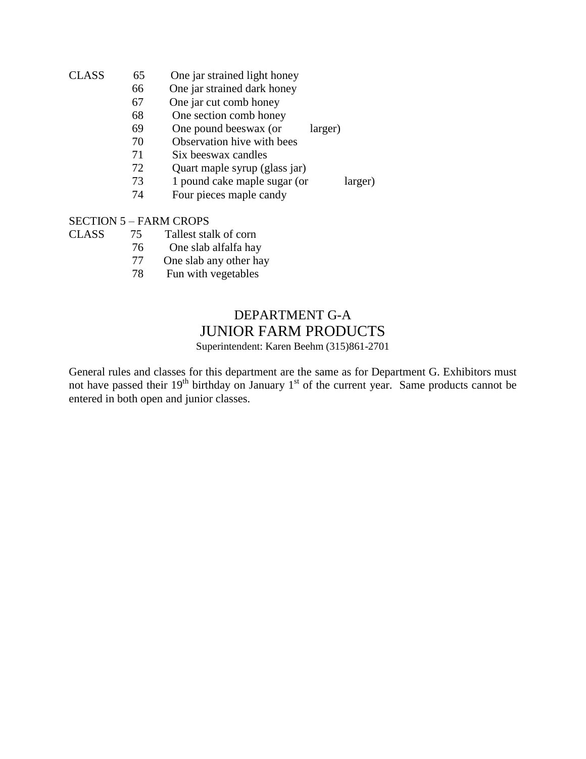CLASS 65 One jar strained light honey

- 66 One jar strained dark honey
- 67 One jar cut comb honey
- 68 One section comb honey
- 69 One pound beeswax (or larger)
- 70 Observation hive with bees
- 71 Six beeswax candles
- 72 Quart maple syrup (glass jar)
- 73 1 pound cake maple sugar (or larger)
- 74 Four pieces maple candy

SECTION 5 – FARM CROPS

CLASS 75 Tallest stalk of corn

- 76 One slab alfalfa hay
- 77 One slab any other hay
- 78 Fun with vegetables

## DEPARTMENT G-A

## JUNIOR FARM PRODUCTS

Superintendent: Karen Beehm (315)861-2701

General rules and classes for this department are the same as for Department G. Exhibitors must not have passed their 19th birthday on January 1st of the current year. Same products cannot be entered in both open and junior classes.